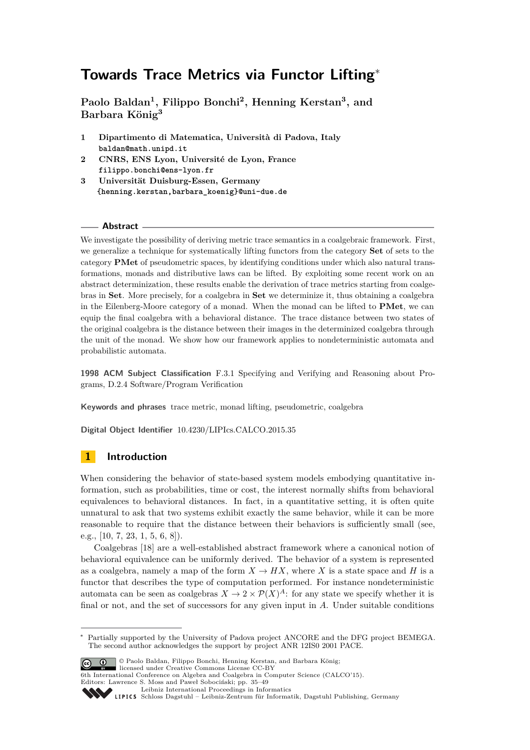# Towards Trace Metrics via Functor Lifting*

**Paolo Baldan[1], Filippo Bonchi[2], Henning Kerstan[3], and Barbara König[3]**

1 **Dipartimento di Matematica, Università di Padova, Italy**
baldan@math.unipd.it

2 **CNRS, ENS Lyon, Université de Lyon, France**
filippo.bonchi@ens-lyon.fr

3 **Universität Duisburg-Essen, Germany**
{henning.kerstan,barbara_koenig}@uni-due.de

## Abstract

We investigate the possibility of deriving metric trace semantics in a coalgebraic framework. First, we generalize a technique for systematically lifting functors from the category **Set** of sets to the category **PMet** of pseudometric spaces, by identifying conditions under which also natural transformations, monads and distributive laws can be lifted. By exploiting some recent work on an abstract determinization, these results enable the derivation of trace metrics starting from coalgebras in **Set**. More precisely, for a coalgebra in **Set** we determinize it, thus obtaining a coalgebra in the Eilenberg-Moore category of a monad. When the monad can be lifted to **PMet**, we can equip the final coalgebra with a behavioral distance. The trace distance between two states of the original coalgebra is the distance between their images in the determinized coalgebra through the unit of the monad. We show how our framework applies to nondeterministic automata and probabilistic automata.

**1998 ACM Subject Classification** F.3.1 Specifying and Verifying and Reasoning about Programs, D.2.4 Software/Program Verification

**Keywords and phrases** trace metric, monad lifting, pseudometric, coalgebra

**Digital Object Identifier** 10.4230/LIPIcs.CALCO.2015.35

## 1 Introduction

When considering the behavior of state-based system models embodying quantitative information, such as probabilities, time or cost, the interest normally shifts from behavioral equivalences to behavioral distances. In fact, in a quantitative setting, it is often quite unnatural to ask that two systems exhibit exactly the same behavior, while it can be more reasonable to require that the distance between their behaviors is sufficiently small (see, e.g., [10, 7, 23, 1, 5, 6, 8]).

Coalgebras [18] are a well-established abstract framework where a canonical notion of behavioral equivalence can be uniformly derived. The behavior of a system is represented as a coalgebra, namely a map of the form $X \to HX$, where $X$ is a state space and $H$ is a functor that describes the type of computation performed. For instance nondeterministic automata can be seen as coalgebras $X \to 2 \times \mathcal{P}(X)^A$: for any state we specify whether it is final or not, and the set of successors for any given input in $A$. Under suitable conditions

---

* Partially supported by the University of Padova project ANCORE and the DFG project BEMEGA. The second author acknowledges the support by project ANR 12IS0 2001 PACE.

© Paolo Baldan, Filippo Bonchi, Henning Kerstan, and Barbara König; licensed under Creative Commons License CC-BY
6th International Conference on Algebra and Coalgebra in Computer Science (CALCO'15).
Editors: Lawrence S. Moss and Paweł Sobociński; pp. 35–49
Leibniz International Proceedings in Informatics
Schloss Dagstuhl – Leibniz-Zentrum für Informatik, Dagstuhl Publishing, Germany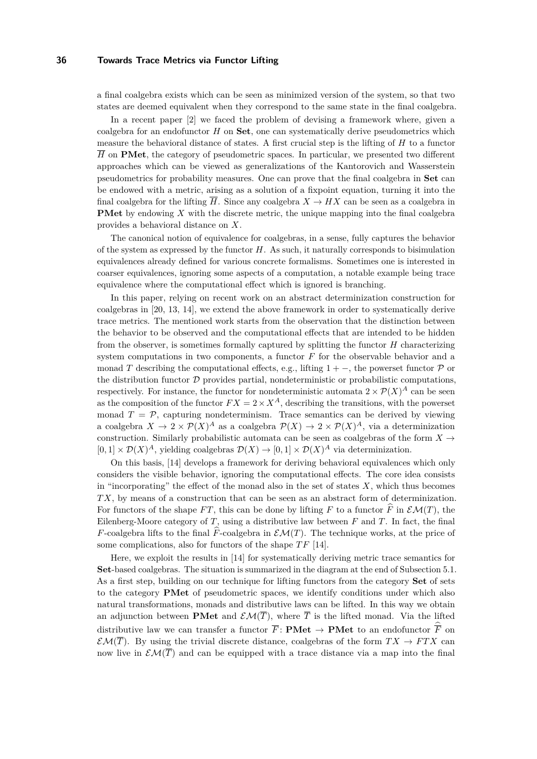a final coalgebra exists which can be seen as minimized version of the system, so that two states are deemed equivalent when they correspond to the same state in the final coalgebra.

In a recent paper [2] we faced the problem of devising a framework where, given a coalgebra for an endofunctor $H$ on **Set**, one can systematically derive pseudometrics which measure the behavioral distance of states. A first crucial step is the lifting of $H$ to a functor $\overline{H}$ on **PMet**, the category of pseudometric spaces. In particular, we presented two different approaches which can be viewed as generalizations of the Kantorovich and Wasserstein pseudometrics for probability measures. One can prove that the final coalgebra in **Set** can be endowed with a metric, arising as a solution of a fixpoint equation, turning it into the final coalgebra for the lifting $\overline{H}$. Since any coalgebra $X \to HX$ can be seen as a coalgebra in **PMet** by endowing $X$ with the discrete metric, the unique mapping into the final coalgebra provides a behavioral distance on $X$.

The canonical notion of equivalence for coalgebras, in a sense, fully captures the behavior of the system as expressed by the functor $H$. As such, it naturally corresponds to bisimulation equivalences already defined for various concrete formalisms. Sometimes one is interested in coarser equivalences, ignoring some aspects of a computation, a notable example being trace equivalence where the computational effect which is ignored is branching.

In this paper, relying on recent work on an abstract determinization construction for coalgebras in [20, 13, 14], we extend the above framework in order to systematically derive trace metrics. The mentioned work starts from the observation that the distinction between the behavior to be observed and the computational effects that are intended to be hidden from the observer, is sometimes formally captured by splitting the functor $H$ characterizing system computations in two components, a functor $F$ for the observable behavior and a monad $T$ describing the computational effects, e.g., lifting $1 + -$, the powerset functor $\mathcal{P}$ or the distribution functor $\mathcal{D}$ provides partial, nondeterministic or probabilistic computations, respectively. For instance, the functor for nondeterministic automata $2 \times \mathcal{P}(X)^A$ can be seen as the composition of the functor $FX = 2 \times X^A$, describing the transitions, with the powerset monad $T = \mathcal{P}$, capturing nondeterminism. Trace semantics can be derived by viewing a coalgebra $X \to 2 \times \mathcal{P}(X)^A$ as a coalgebra $\mathcal{P}(X) \to 2 \times \mathcal{P}(X)^A$, via a determinization construction. Similarly probabilistic automata can be seen as coalgebras of the form $X \to [0,1] \times \mathcal{D}(X)^A$, yielding coalgebras $\mathcal{D}(X) \to [0,1] \times \mathcal{D}(X)^A$ via determinization.

On this basis, [14] develops a framework for deriving behavioral equivalences which only considers the visible behavior, ignoring the computational effects. The core idea consists in "incorporating" the effect of the monad also in the set of states $X$, which thus becomes $TX$, by means of a construction that can be seen as an abstract form of determinization. For functors of the shape $FT$, this can be done by lifting $F$ to a functor $\widehat{F}$ in $\mathcal{EM}(T)$, the Eilenberg-Moore category of $T$, using a distributive law between $F$ and $T$. In fact, the final $F$-coalgebra lifts to the final $\widehat{F}$-coalgebra in $\mathcal{EM}(T)$. The technique works, at the price of some complications, also for functors of the shape $TF$ [14].

Here, we exploit the results in [14] for systematically deriving metric trace semantics for **Set**-based coalgebras. The situation is summarized in the diagram at the end of Subsection 5.1. As a first step, building on our technique for lifting functors from the category **Set** of sets to the category **PMet** of pseudometric spaces, we identify conditions under which also natural transformations, monads and distributive laws can be lifted. In this way we obtain an adjunction between **PMet** and $\mathcal{EM}(\overline{T})$, where $\overline{T}$ is the lifted monad. Via the lifted distributive law we can transfer a functor $\overline{F}\colon \textbf{PMet} \to \textbf{PMet}$ to an endofunctor $\widehat{\overline{F}}$ on $\mathcal{EM}(\overline{T})$. By using the trivial discrete distance, coalgebras of the form $TX \to FTX$ can now live in $\mathcal{EM}(\overline{T})$ and can be equipped with a trace distance via a map into the final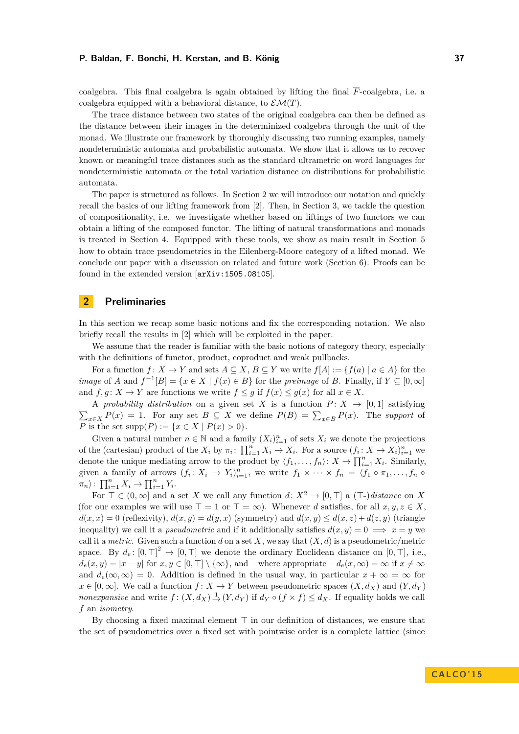coalgebra. This final coalgebra is again obtained by lifting the final $\overline{F}$-coalgebra, i.e. a coalgebra equipped with a behavioral distance, to $\mathcal{EM}(\overline{T})$.

The trace distance between two states of the original coalgebra can then be defined as the distance between their images in the determinized coalgebra through the unit of the monad. We illustrate our framework by thoroughly discussing two running examples, namely nondeterministic automata and probabilistic automata. We show that it allows us to recover known or meaningful trace distances such as the standard ultrametric on word languages for nondeterministic automata or the total variation distance on distributions for probabilistic automata.

The paper is structured as follows. In Section 2 we will introduce our notation and quickly recall the basics of our lifting framework from [2]. Then, in Section 3, we tackle the question of compositionality, i.e. we investigate whether based on liftings of two functors we can obtain a lifting of the composed functor. The lifting of natural transformations and monads is treated in Section 4. Equipped with these tools, we show as main result in Section 5 how to obtain trace pseudometrics in the Eilenberg-Moore category of a lifted monad. We conclude our paper with a discussion on related and future work (Section 6). Proofs can be found in the extended version [`arXiv:1505.08105`].

## 2 Preliminaries

In this section we recap some basic notions and fix the corresponding notation. We also briefly recall the results in [2] which will be exploited in the paper.

We assume that the reader is familiar with the basic notions of category theory, especially with the definitions of functor, product, coproduct and weak pullbacks.

For a function $f\colon X \to Y$ and sets $A \subseteq X$, $B \subseteq Y$ we write $f[A] := \{f(a) \mid a \in A\}$ for the *image* of $A$ and $f^{-1}[B] = \{x \in X \mid f(x) \in B\}$ for the *preimage* of $B$. Finally, if $Y \subseteq [0,\infty]$ and $f, g\colon X \to Y$ are functions we write $f \le g$ if $f(x) \le g(x)$ for all $x \in X$.

A *probability distribution* on a given set $X$ is a function $P\colon X \to [0,1]$ satisfying $\sum_{x\in X} P(x) = 1$. For any set $B \subseteq X$ we define $P(B) = \sum_{x\in B} P(x)$. The *support* of $P$ is the set $\mathrm{supp}(P) := \{x \in X \mid P(x) > 0\}$.

Given a natural number $n \in \mathbb{N}$ and a family $(X_i)_{i=1}^n$ of sets $X_i$ we denote the projections of the (cartesian) product of the $X_i$ by $\pi_i\colon \prod_{i=1}^n X_i \to X_i$. For a source $(f_i\colon X \to X_i)_{i=1}^n$ we denote the unique mediating arrow to the product by $\langle f_1,\ldots,f_n\rangle\colon X \to \prod_{i=1}^n X_i$. Similarly, given a family of arrows $(f_i\colon X_i \to Y_i)_{i=1}^n$, we write $f_1 \times \cdots \times f_n = \langle f_1 \circ \pi_1, \ldots, f_n \circ \pi_n\rangle\colon \prod_{i=1}^n X_i \to \prod_{i=1}^n Y_i$.

For $\top \in (0,\infty]$ and a set $X$ we call any function $d\colon X^2 \to [0,\top]$ a ($\top$-)*distance* on $X$ (for our examples we will use $\top = 1$ or $\top = \infty$). Whenever $d$ satisfies, for all $x,y,z \in X$, $d(x,x) = 0$ (reflexivity), $d(x,y) = d(y,x)$ (symmetry) and $d(x,y) \le d(x,z) + d(z,y)$ (triangle inequality) we call it a *pseudometric* and if it additionally satisfies $d(x,y) = 0 \implies x = y$ we call it a *metric*. Given such a function $d$ on a set $X$, we say that $(X,d)$ is a pseudometric/metric space. By $d_e\colon [0,\top]^2 \to [0,\top]$ we denote the ordinary Euclidean distance on $[0,\top]$, i.e., $d_e(x,y) = |x-y|$ for $x,y \in [0,\top] \setminus \{\infty\}$, and – where appropriate – $d_e(x,\infty) = \infty$ if $x \ne \infty$ and $d_e(\infty,\infty) = 0$. Addition is defined in the usual way, in particular $x + \infty = \infty$ for $x \in [0,\infty]$. We call a function $f\colon X \to Y$ between pseudometric spaces $(X,d_X)$ and $(Y,d_Y)$ *nonexpansive* and write $f\colon (X,d_X) \xrightarrow{1} (Y,d_Y)$ if $d_Y \circ (f \times f) \le d_X$. If equality holds we call $f$ an *isometry*.

By choosing a fixed maximal element $\top$ in our definition of distances, we ensure that the set of pseudometrics over a fixed set with pointwise order is a complete lattice (since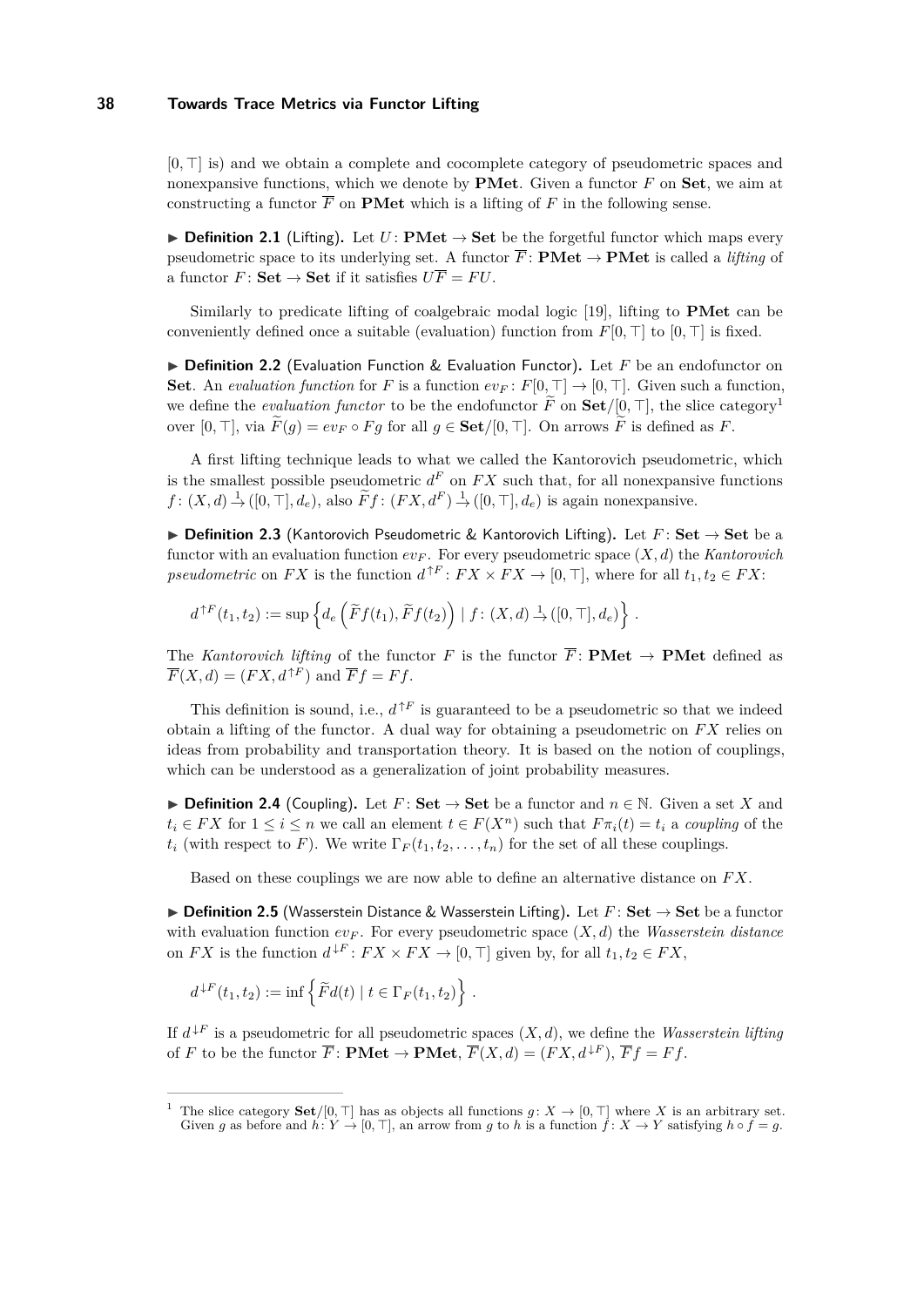$[0,\top]$ is) and we obtain a complete and cocomplete category of pseudometric spaces and nonexpansive functions, which we denote by **PMet**. Given a functor $F$ on **Set**, we aim at constructing a functor $\overline{F}$ on **PMet** which is a lifting of $F$ in the following sense.

▶ **Definition 2.1** (Lifting)**.** Let $U\colon \mathbf{PMet} \to \mathbf{Set}$ be the forgetful functor which maps every pseudometric space to its underlying set. A functor $\overline{F}\colon \mathbf{PMet} \to \mathbf{PMet}$ is called a *lifting* of a functor $F\colon \mathbf{Set} \to \mathbf{Set}$ if it satisfies $U\overline{F} = FU$.

Similarly to predicate lifting of coalgebraic modal logic [19], lifting to **PMet** can be conveniently defined once a suitable (evaluation) function from $F[0,\top]$ to $[0,\top]$ is fixed.

▶ **Definition 2.2** (Evaluation Function & Evaluation Functor)**.** Let $F$ be an endofunctor on **Set**. An *evaluation function* for $F$ is a function $ev_F\colon F[0,\top] \to [0,\top]$. Given such a function, we define the *evaluation functor* to be the endofunctor $\widetilde{F}$ on $\mathbf{Set}/[0,\top]$, the slice category[1] over $[0,\top]$, via $\widetilde{F}(g) = ev_F \circ Fg$ for all $g \in \mathbf{Set}/[0,\top]$. On arrows $\widetilde{F}$ is defined as $F$.

A first lifting technique leads to what we called the Kantorovich pseudometric, which is the smallest possible pseudometric $d^F$ on $FX$ such that, for all nonexpansive functions $f\colon (X,d) \xrightarrow{1} ([0,\top],d_e)$, also $\widetilde{F}f\colon (FX,d^F) \xrightarrow{1} ([0,\top],d_e)$ is again nonexpansive.

▶ **Definition 2.3** (Kantorovich Pseudometric & Kantorovich Lifting)**.** Let $F\colon \mathbf{Set} \to \mathbf{Set}$ be a functor with an evaluation function $ev_F$. For every pseudometric space $(X,d)$ the *Kantorovich pseudometric* on $FX$ is the function $d^{\uparrow F}\colon FX \times FX \to [0,\top]$, where for all $t_1,t_2 \in FX$:

$$d^{\uparrow F}(t_1,t_2) := \sup\left\{ d_e\left(\widetilde{F}f(t_1), \widetilde{F}f(t_2)\right) \mid f\colon (X,d) \xrightarrow{1} ([0,\top],d_e) \right\}.$$

The *Kantorovich lifting* of the functor $F$ is the functor $\overline{F}\colon \mathbf{PMet} \to \mathbf{PMet}$ defined as $\overline{F}(X,d) = (FX, d^{\uparrow F})$ and $\overline{F}f = Ff$.

This definition is sound, i.e., $d^{\uparrow F}$ is guaranteed to be a pseudometric so that we indeed obtain a lifting of the functor. A dual way for obtaining a pseudometric on $FX$ relies on ideas from probability and transportation theory. It is based on the notion of couplings, which can be understood as a generalization of joint probability measures.

▶ **Definition 2.4** (Coupling)**.** Let $F\colon \mathbf{Set} \to \mathbf{Set}$ be a functor and $n \in \mathbb{N}$. Given a set $X$ and $t_i \in FX$ for $1 \le i \le n$ we call an element $t \in F(X^n)$ such that $F\pi_i(t) = t_i$ a *coupling* of the $t_i$ (with respect to $F$). We write $\Gamma_F(t_1,t_2,\ldots,t_n)$ for the set of all these couplings.

Based on these couplings we are now able to define an alternative distance on $FX$.

▶ **Definition 2.5** (Wasserstein Distance & Wasserstein Lifting)**.** Let $F\colon \mathbf{Set} \to \mathbf{Set}$ be a functor with evaluation function $ev_F$. For every pseudometric space $(X,d)$ the *Wasserstein distance* on $FX$ is the function $d^{\downarrow F}\colon FX \times FX \to [0,\top]$ given by, for all $t_1,t_2 \in FX$,

$$d^{\downarrow F}(t_1,t_2) := \inf\left\{ \widetilde{F}d(t) \mid t \in \Gamma_F(t_1,t_2) \right\}.$$

If $d^{\downarrow F}$ is a pseudometric for all pseudometric spaces $(X,d)$, we define the *Wasserstein lifting* of $F$ to be the functor $\overline{F}\colon \mathbf{PMet} \to \mathbf{PMet}$, $\overline{F}(X,d) = (FX, d^{\downarrow F})$, $\overline{F}f = Ff$.

---

[1] The slice category $\mathbf{Set}/[0,\top]$ has as objects all functions $g\colon X \to [0,\top]$ where $X$ is an arbitrary set. Given $g$ as before and $h\colon Y \to [0,\top]$, an arrow from $g$ to $h$ is a function $f\colon X \to Y$ satisfying $h \circ f = g$.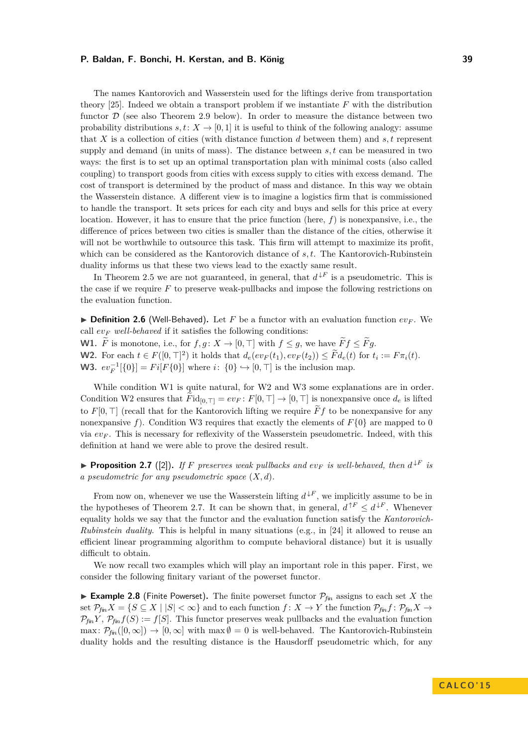The names Kantorovich and Wasserstein used for the liftings derive from transportation theory [25]. Indeed we obtain a transport problem if we instantiate $F$ with the distribution functor $\mathcal{D}$ (see also Theorem 2.9 below). In order to measure the distance between two probability distributions $s, t \colon X \to [0,1]$ it is useful to think of the following analogy: assume that $X$ is a collection of cities (with distance function $d$ between them) and $s, t$ represent supply and demand (in units of mass). The distance between $s, t$ can be measured in two ways: the first is to set up an optimal transportation plan with minimal costs (also called coupling) to transport goods from cities with excess supply to cities with excess demand. The cost of transport is determined by the product of mass and distance. In this way we obtain the Wasserstein distance. A different view is to imagine a logistics firm that is commissioned to handle the transport. It sets prices for each city and buys and sells for this price at every location. However, it has to ensure that the price function (here, $f$) is nonexpansive, i.e., the difference of prices between two cities is smaller than the distance of the cities, otherwise it will not be worthwhile to outsource this task. This firm will attempt to maximize its profit, which can be considered as the Kantorovich distance of $s, t$. The Kantorovich-Rubinstein duality informs us that these two views lead to the exactly same result.

In Theorem 2.5 we are not guaranteed, in general, that $d^{\downarrow F}$ is a pseudometric. This is the case if we require $F$ to preserve weak-pullbacks and impose the following restrictions on the evaluation function.

▶ **Definition 2.6** (Well-Behaved). Let $F$ be a functor with an evaluation function $ev_F$. We call $ev_F$ *well-behaved* if it satisfies the following conditions:

**W1.** $\widetilde{F}$ is monotone, i.e., for $f, g \colon X \to [0, \top]$ with $f \le g$, we have $\widetilde{F}f \le \widetilde{F}g$.

**W2.** For each $t \in F([0,\top]^2)$ it holds that $d_e(ev_F(t_1), ev_F(t_2)) \le \widetilde{F}d_e(t)$ for $t_i := F\pi_i(t)$.

**W3.** $ev_F^{-1}[\{0\}] = Fi[F\{0\}]$ where $i \colon \{0\} \hookrightarrow [0, \top]$ is the inclusion map.

While condition W1 is quite natural, for W2 and W3 some explanations are in order. Condition W2 ensures that $\widetilde{F}\mathrm{id}_{[0,\top]} = ev_F \colon F[0,\top] \to [0,\top]$ is nonexpansive once $d_e$ is lifted to $F[0,\top]$ (recall that for the Kantorovich lifting we require $\widetilde{F}f$ to be nonexpansive for any nonexpansive $f$). Condition W3 requires that exactly the elements of $F\{0\}$ are mapped to 0 via $ev_F$. This is necessary for reflexivity of the Wasserstein pseudometric. Indeed, with this definition at hand we were able to prove the desired result.

▶ **Proposition 2.7** ([2]). *If $F$ preserves weak pullbacks and $ev_F$ is well-behaved, then $d^{\downarrow F}$ is a pseudometric for any pseudometric space $(X, d)$.*

From now on, whenever we use the Wasserstein lifting $d^{\downarrow F}$, we implicitly assume to be in the hypotheses of Theorem 2.7. It can be shown that, in general, $d^{\uparrow F} \le d^{\downarrow F}$. Whenever equality holds we say that the functor and the evaluation function satisfy the *Kantorovich-Rubinstein duality*. This is helpful in many situations (e.g., in [24] it allowed to reuse an efficient linear programming algorithm to compute behavioral distance) but it is usually difficult to obtain.

We now recall two examples which will play an important role in this paper. First, we consider the following finitary variant of the powerset functor.

▶ **Example 2.8** (Finite Powerset). The finite powerset functor $\mathcal{P}_{\mathit{fin}}$ assigns to each set $X$ the set $\mathcal{P}_{\mathit{fin}}X = \{S \subseteq X \mid |S| < \infty\}$ and to each function $f \colon X \to Y$ the function $\mathcal{P}_{\mathit{fin}}f \colon \mathcal{P}_{\mathit{fin}}X \to \mathcal{P}_{\mathit{fin}}Y$, $\mathcal{P}_{\mathit{fin}}f(S) := f[S]$. This functor preserves weak pullbacks and the evaluation function $\max \colon \mathcal{P}_{\mathit{fin}}([0,\infty]) \to [0,\infty]$ with $\max \emptyset = 0$ is well-behaved. The Kantorovich-Rubinstein duality holds and the resulting distance is the Hausdorff pseudometric which, for any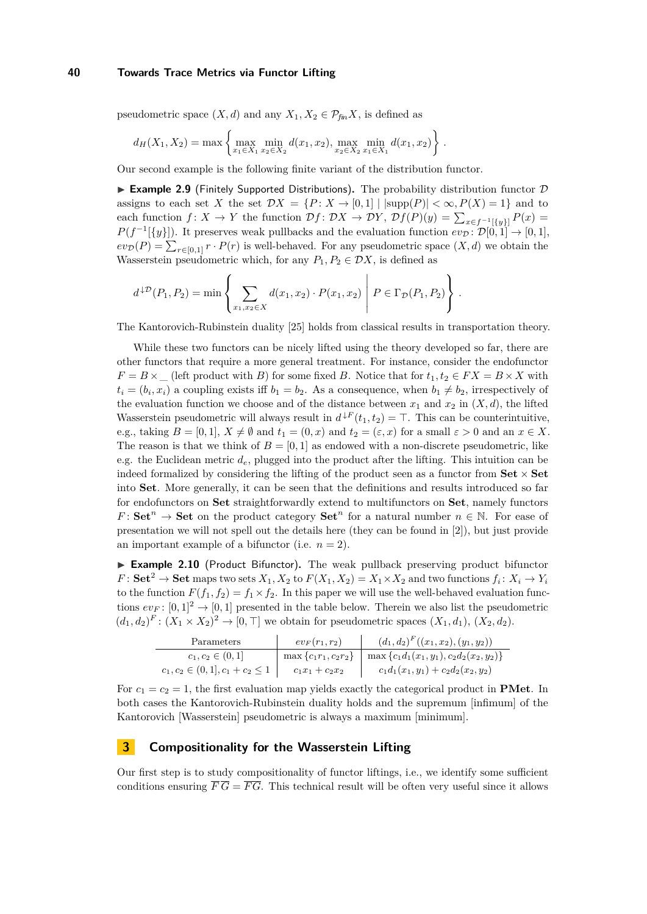pseudometric space $(X, d)$ and any $X_1, X_2 \in \mathcal{P}_{fin} X$, is defined as

$$d_H(X_1, X_2) = \max\left\{ \max_{x_1 \in X_1} \min_{x_2 \in X_2} d(x_1, x_2), \max_{x_2 \in X_2} \min_{x_1 \in X_1} d(x_1, x_2) \right\}.$$

Our second example is the following finite variant of the distribution functor.

▶ **Example 2.9** (Finitely Supported Distributions). The probability distribution functor $\mathcal{D}$ assigns to each set $X$ the set $\mathcal{D}X = \{P : X \to [0,1] \mid |\mathrm{supp}(P)| < \infty, P(X) = 1\}$ and to each function $f : X \to Y$ the function $\mathcal{D}f : \mathcal{D}X \to \mathcal{D}Y$, $\mathcal{D}f(P)(y) = \sum_{x \in f^{-1}[\{y\}]} P(x) = P(f^{-1}[\{y\}])$. It preserves weak pullbacks and the evaluation function $ev_{\mathcal{D}} : \mathcal{D}[0,1] \to [0,1]$, $ev_{\mathcal{D}}(P) = \sum_{r \in [0,1]} r \cdot P(r)$ is well-behaved. For any pseudometric space $(X, d)$ we obtain the Wasserstein pseudometric which, for any $P_1, P_2 \in \mathcal{D}X$, is defined as

$$d^{\downarrow \mathcal{D}}(P_1, P_2) = \min\left\{ \sum_{x_1, x_2 \in X} d(x_1, x_2) \cdot P(x_1, x_2) \;\middle|\; P \in \Gamma_{\mathcal{D}}(P_1, P_2) \right\}.$$

The Kantorovich-Rubinstein duality [25] holds from classical results in transportation theory.

While these two functors can be nicely lifted using the theory developed so far, there are other functors that require a more general treatment. For instance, consider the endofunctor $F = B \times \_$ (left product with $B$) for some fixed $B$. Notice that for $t_1, t_2 \in FX = B \times X$ with $t_i = (b_i, x_i)$ a coupling exists iff $b_1 = b_2$. As a consequence, when $b_1 \neq b_2$, irrespectively of the evaluation function we choose and of the distance between $x_1$ and $x_2$ in $(X, d)$, the lifted Wasserstein pseudometric will always result in $d^{\downarrow F}(t_1, t_2) = \top$. This can be counterintuitive, e.g., taking $B = [0,1]$, $X \neq \emptyset$ and $t_1 = (0, x)$ and $t_2 = (\varepsilon, x)$ for a small $\varepsilon > 0$ and an $x \in X$. The reason is that we think of $B = [0,1]$ as endowed with a non-discrete pseudometric, like e.g. the Euclidean metric $d_e$, plugged into the product after the lifting. This intuition can be indeed formalized by considering the lifting of the product seen as a functor from **Set** $\times$ **Set** into **Set**. More generally, it can be seen that the definitions and results introduced so far for endofunctors on **Set** straightforwardly extend to multifunctors on **Set**, namely functors $F : \mathbf{Set}^n \to \mathbf{Set}$ on the product category $\mathbf{Set}^n$ for a natural number $n \in \mathbb{N}$. For ease of presentation we will not spell out the details here (they can be found in [2]), but just provide an important example of a bifunctor (i.e. $n = 2$).

▶ **Example 2.10** (Product Bifunctor). The weak pullback preserving product bifunctor $F : \mathbf{Set}^2 \to \mathbf{Set}$ maps two sets $X_1, X_2$ to $F(X_1, X_2) = X_1 \times X_2$ and two functions $f_i : X_i \to Y_i$ to the function $F(f_1, f_2) = f_1 \times f_2$. In this paper we will use the well-behaved evaluation functions $ev_F : [0,1]^2 \to [0,1]$ presented in the table below. Therein we also list the pseudometric $(d_1, d_2)^F : (X_1 \times X_2)^2 \to [0, \top]$ we obtain for pseudometric spaces $(X_1, d_1)$, $(X_2, d_2)$.

| Parameters | $ev_F(r_1, r_2)$ | $(d_1, d_2)^F((x_1, x_2), (y_1, y_2))$ |
|---|---|---|
| $c_1, c_2 \in (0,1]$ | $\max\{c_1 r_1, c_2 r_2\}$ | $\max\{c_1 d_1(x_1, y_1), c_2 d_2(x_2, y_2)\}$ |
| $c_1, c_2 \in (0,1], c_1 + c_2 \leq 1$ | $c_1 x_1 + c_2 x_2$ | $c_1 d_1(x_1, y_1) + c_2 d_2(x_2, y_2)$ |

For $c_1 = c_2 = 1$, the first evaluation map yields exactly the categorical product in **PMet**. In both cases the Kantorovich-Rubinstein duality holds and the supremum [infimum] of the Kantorovich [Wasserstein] pseudometric is always a maximum [minimum].

## 3 Compositionality for the Wasserstein Lifting

Our first step is to study compositionality of functor liftings, i.e., we identify some sufficient conditions ensuring $\overline{F}\,\overline{G} = \overline{FG}$. This technical result will be often very useful since it allows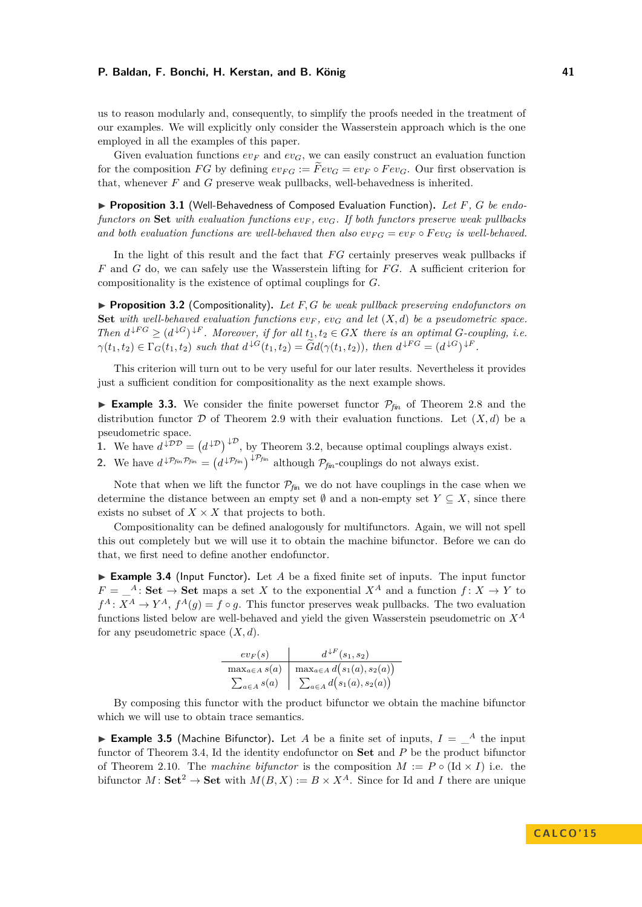us to reason modularly and, consequently, to simplify the proofs needed in the treatment of our examples. We will explicitly only consider the Wasserstein approach which is the one employed in all the examples of this paper.

Given evaluation functions $ev_F$ and $ev_G$, we can easily construct an evaluation function for the composition $FG$ by defining $ev_{FG} := \widetilde{F}ev_G = ev_F \circ Fev_G$. Our first observation is that, whenever $F$ and $G$ preserve weak pullbacks, well-behavedness is inherited.

▶ **Proposition 3.1** (Well-Behavedness of Composed Evaluation Function). *Let $F$, $G$ be endofunctors on* **Set** *with evaluation functions $ev_F$, $ev_G$. If both functors preserve weak pullbacks and both evaluation functions are well-behaved then also $ev_{FG} = ev_F \circ Fev_G$ is well-behaved.*

In the light of this result and the fact that $FG$ certainly preserves weak pullbacks if $F$ and $G$ do, we can safely use the Wasserstein lifting for $FG$. A sufficient criterion for compositionality is the existence of optimal couplings for $G$.

▶ **Proposition 3.2** (Compositionality). *Let $F, G$ be weak pullback preserving endofunctors on* **Set** *with well-behaved evaluation functions $ev_F$, $ev_G$ and let $(X, d)$ be a pseudometric space. Then $d^{\downarrow FG} \geq (d^{\downarrow G})^{\downarrow F}$. Moreover, if for all $t_1, t_2 \in GX$ there is an optimal $G$-coupling, i.e. $\gamma(t_1, t_2) \in \Gamma_G(t_1, t_2)$ such that $d^{\downarrow G}(t_1, t_2) = \widetilde{G}d(\gamma(t_1, t_2))$, then $d^{\downarrow FG} = (d^{\downarrow G})^{\downarrow F}$.*

This criterion will turn out to be very useful for our later results. Nevertheless it provides just a sufficient condition for compositionality as the next example shows.

▶ **Example 3.3.** We consider the finite powerset functor $\mathcal{P}_{fin}$ of Theorem 2.8 and the distribution functor $\mathcal{D}$ of Theorem 2.9 with their evaluation functions. Let $(X, d)$ be a pseudometric space.

1. We have $d^{\downarrow \mathcal{D}\mathcal{D}} = \left(d^{\downarrow \mathcal{D}}\right)^{\downarrow \mathcal{D}}$, by Theorem 3.2, because optimal couplings always exist.
2. We have $d^{\downarrow \mathcal{P}_{fin}\mathcal{P}_{fin}} = \left(d^{\downarrow \mathcal{P}_{fin}}\right)^{\downarrow \mathcal{P}_{fin}}$ although $\mathcal{P}_{fin}$-couplings do not always exist.

Note that when we lift the functor $\mathcal{P}_{fin}$ we do not have couplings in the case when we determine the distance between an empty set $\emptyset$ and a non-empty set $Y \subseteq X$, since there exists no subset of $X \times X$ that projects to both.

Compositionality can be defined analogously for multifunctors. Again, we will not spell this out completely but we will use it to obtain the machine bifunctor. Before we can do that, we first need to define another endofunctor.

▶ **Example 3.4** (Input Functor). Let $A$ be a fixed finite set of inputs. The input functor $F = \_^A \colon \mathbf{Set} \to \mathbf{Set}$ maps a set $X$ to the exponential $X^A$ and a function $f \colon X \to Y$ to $f^A \colon X^A \to Y^A$, $f^A(g) = f \circ g$. This functor preserves weak pullbacks. The two evaluation functions listed below are well-behaved and yield the given Wasserstein pseudometric on $X^A$ for any pseudometric space $(X, d)$.

| $ev_F(s)$ | $d^{\downarrow F}(s_1, s_2)$ |
|---|---|
| $\max_{a \in A} s(a)$ | $\max_{a \in A} d\big(s_1(a), s_2(a)\big)$ |
| $\sum_{a \in A} s(a)$ | $\sum_{a \in A} d\big(s_1(a), s_2(a)\big)$ |

By composing this functor with the product bifunctor we obtain the machine bifunctor which we will use to obtain trace semantics.

▶ **Example 3.5** (Machine Bifunctor). Let $A$ be a finite set of inputs, $I = \_^A$ the input functor of Theorem 3.4, Id the identity endofunctor on **Set** and $P$ be the product bifunctor of Theorem 2.10. The *machine bifunctor* is the composition $M := P \circ (\mathrm{Id} \times I)$ i.e. the bifunctor $M \colon \mathbf{Set}^2 \to \mathbf{Set}$ with $M(B, X) := B \times X^A$. Since for Id and $I$ there are unique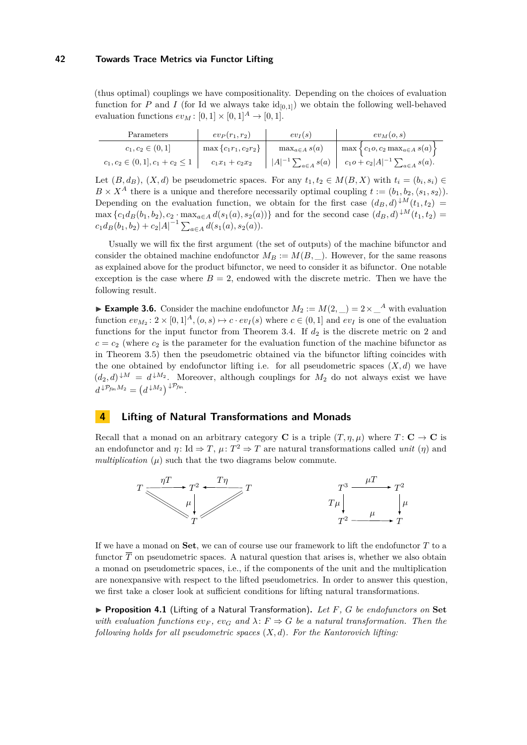(thus optimal) couplings we have compositionality. Depending on the choices of evaluation function for $P$ and $I$ (for Id we always take $\mathrm{id}_{[0,1]}$) we obtain the following well-behaved evaluation functions $ev_M \colon [0,1] \times [0,1]^A \to [0,1]$.

| Parameters | $ev_P(r_1, r_2)$ | $ev_I(s)$ | $ev_M(o, s)$ |
|---|---|---|---|
| $c_1, c_2 \in (0,1]$ | $\max\{c_1 r_1, c_2 r_2\}$ | $\max_{a \in A} s(a)$ | $\max\left\{c_1 o, c_2 \max_{a \in A} s(a)\right\}$ |
| $c_1, c_2 \in (0,1], c_1 + c_2 \leq 1$ | $c_1 x_1 + c_2 x_2$ | $\lvert A\rvert^{-1} \sum_{a \in A} s(a)$ | $c_1 o + c_2 \lvert A\rvert^{-1} \sum_{a \in A} s(a)$. |

Let $(B, d_B)$, $(X, d)$ be pseudometric spaces. For any $t_1, t_2 \in M(B, X)$ with $t_i = (b_i, s_i) \in B \times X^A$ there is a unique and therefore necessarily optimal coupling $t := (b_1, b_2, \langle s_1, s_2 \rangle)$. Depending on the evaluation function, we obtain for the first case $(d_B, d)^{\downarrow M}(t_1, t_2) = \max\{c_1 d_B(b_1, b_2), c_2 \cdot \max_{a \in A} d(s_1(a), s_2(a))\}$ and for the second case $(d_B, d)^{\downarrow M}(t_1, t_2) = c_1 d_B(b_1, b_2) + c_2 \lvert A\rvert^{-1} \sum_{a \in A} d(s_1(a), s_2(a))$.

Usually we will fix the first argument (the set of outputs) of the machine bifunctor and consider the obtained machine endofunctor $M_B := M(B, \_)$. However, for the same reasons as explained above for the product bifunctor, we need to consider it as bifunctor. One notable exception is the case where $B = 2$, endowed with the discrete metric. Then we have the following result.

▶ **Example 3.6.** Consider the machine endofunctor $M_2 := M(2, \_) = 2 \times \_^A$ with evaluation function $ev_{M_2} \colon 2 \times [0,1]^A, (o, s) \mapsto c \cdot ev_I(s)$ where $c \in (0,1]$ and $ev_I$ is one of the evaluation functions for the input functor from Theorem 3.4. If $d_2$ is the discrete metric on 2 and $c = c_2$ (where $c_2$ is the parameter for the evaluation function of the machine bifunctor as in Theorem 3.5) then the pseudometric obtained via the bifunctor lifting coincides with the one obtained by endofunctor lifting i.e. for all pseudometric spaces $(X, d)$ we have $(d_2, d)^{\downarrow M} = d^{\downarrow M_2}$. Moreover, although couplings for $M_2$ do not always exist we have $d^{\downarrow \mathcal{P}_{fin} M_2} = \left(d^{\downarrow M_2}\right)^{\downarrow \mathcal{P}_{fin}}$.

## 4 Lifting of Natural Transformations and Monads

Recall that a monad on an arbitrary category $\mathbf{C}$ is a triple $(T, \eta, \mu)$ where $T \colon \mathbf{C} \to \mathbf{C}$ is an endofunctor and $\eta \colon \mathrm{Id} \Rightarrow T$, $\mu \colon T^2 \Rightarrow T$ are natural transformations called *unit* ($\eta$) and *multiplication* ($\mu$) such that the two diagrams below commute.

$$T \xrightarrow{\eta T} T^2 \xleftarrow{T\eta} T, \quad \mu \colon T^2 \to T, \quad \mu \circ \eta T = \mathrm{id}_T = \mu \circ T\eta$$

$$\mu \circ \mu T = \mu \circ T\mu \colon T^3 \to T$$

If we have a monad on $\mathbf{Set}$, we can of course use our framework to lift the endofunctor $T$ to a functor $\overline{T}$ on pseudometric spaces. A natural question that arises is, whether we also obtain a monad on pseudometric spaces, i.e., if the components of the unit and the multiplication are nonexpansive with respect to the lifted pseudometrics. In order to answer this question, we first take a closer look at sufficient conditions for lifting natural transformations.

▶ **Proposition 4.1** (Lifting of a Natural Transformation)**.** *Let $F$, $G$ be endofunctors on* $\mathbf{Set}$ *with evaluation functions $ev_F$, $ev_G$ and $\lambda \colon F \Rightarrow G$ be a natural transformation. Then the following holds for all pseudometric spaces $(X, d)$. For the Kantorovich lifting:*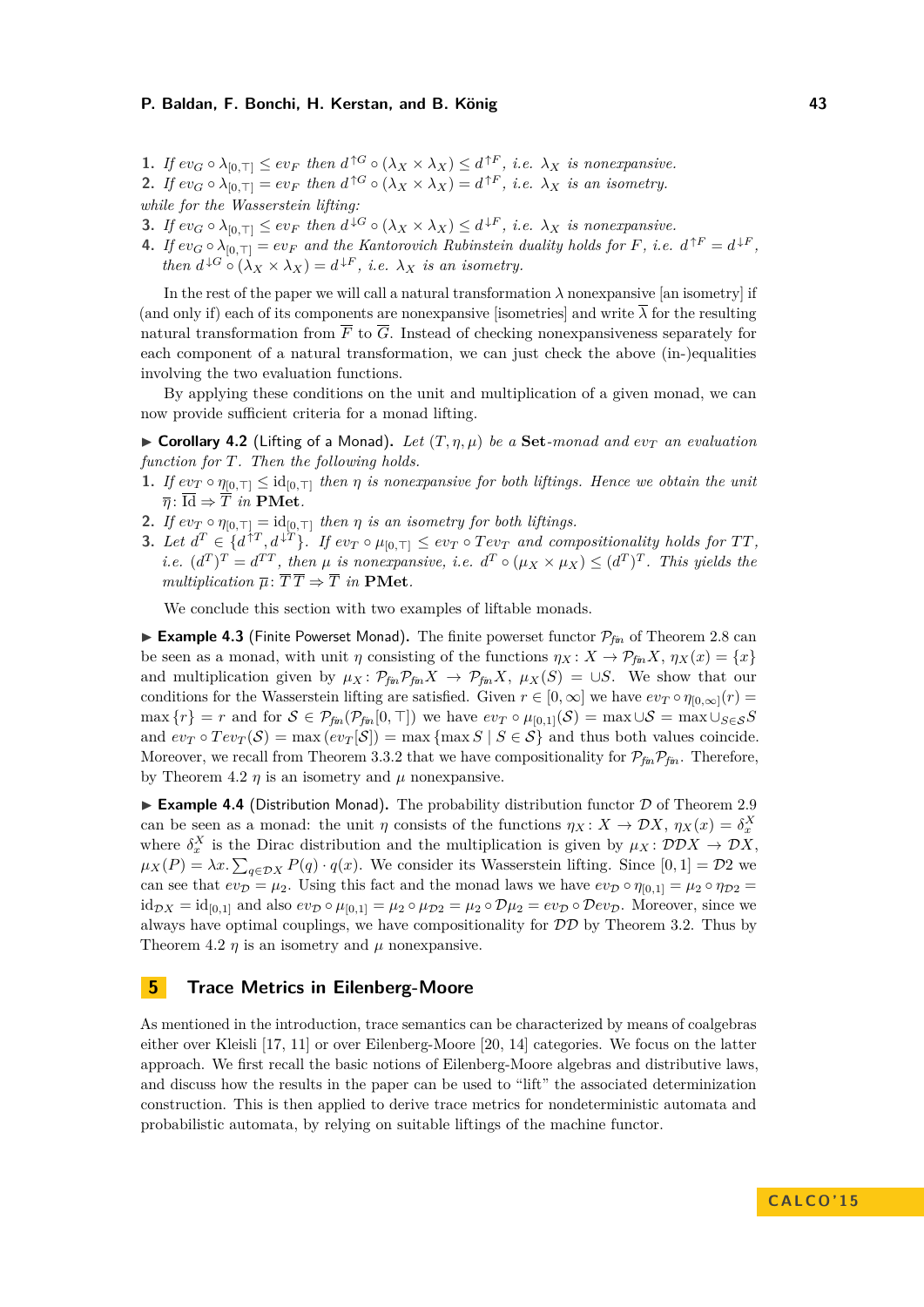1. If $ev_G \circ \lambda_{[0,\top]} \le ev_F$ then $d^{\uparrow G} \circ (\lambda_X \times \lambda_X) \le d^{\uparrow F}$, i.e. $\lambda_X$ is nonexpansive.
2. If $ev_G \circ \lambda_{[0,\top]} = ev_F$ then $d^{\uparrow G} \circ (\lambda_X \times \lambda_X) = d^{\uparrow F}$, i.e. $\lambda_X$ is an isometry.

*while for the Wasserstein lifting:*

3. If $ev_G \circ \lambda_{[0,\top]} \le ev_F$ then $d^{\downarrow G} \circ (\lambda_X \times \lambda_X) \le d^{\downarrow F}$, i.e. $\lambda_X$ is nonexpansive.
4. If $ev_G \circ \lambda_{[0,\top]} = ev_F$ and the Kantorovich Rubinstein duality holds for $F$, i.e. $d^{\uparrow F} = d^{\downarrow F}$, then $d^{\downarrow G} \circ (\lambda_X \times \lambda_X) = d^{\downarrow F}$, i.e. $\lambda_X$ is an isometry.

In the rest of the paper we will call a natural transformation $\lambda$ nonexpansive [an isometry] if (and only if) each of its components are nonexpansive [isometries] and write $\overline{\lambda}$ for the resulting natural transformation from $\overline{F}$ to $\overline{G}$. Instead of checking nonexpansiveness separately for each component of a natural transformation, we can just check the above (in-)equalities involving the two evaluation functions.

By applying these conditions on the unit and multiplication of a given monad, we can now provide sufficient criteria for a monad lifting.

▶ **Corollary 4.2** (Lifting of a Monad)**.** *Let $(T, \eta, \mu)$ be a* **Set***-monad and $ev_T$ an evaluation function for $T$. Then the following holds.*

1. *If $ev_T \circ \eta_{[0,\top]} \le \mathrm{id}_{[0,\top]}$ then $\eta$ is nonexpansive for both liftings. Hence we obtain the unit $\overline{\eta} \colon \overline{\mathrm{Id}} \Rightarrow \overline{T}$ in* **PMet***.*
2. *If $ev_T \circ \eta_{[0,\top]} = \mathrm{id}_{[0,\top]}$ then $\eta$ is an isometry for both liftings.*
3. *Let $d^T \in \{d^{\uparrow T}, d^{\downarrow T}\}$. If $ev_T \circ \mu_{[0,\top]} \le ev_T \circ Tev_T$ and compositionality holds for $TT$, i.e. $(d^T)^T = d^{TT}$, then $\mu$ is nonexpansive, i.e. $d^T \circ (\mu_X \times \mu_X) \le (d^T)^T$. This yields the multiplication $\overline{\mu} \colon \overline{T}\,\overline{T} \Rightarrow \overline{T}$ in* **PMet***.*

We conclude this section with two examples of liftable monads.

▶ **Example 4.3** (Finite Powerset Monad)**.** The finite powerset functor $\mathcal{P}_{\mathit{fin}}$ of Theorem 2.8 can be seen as a monad, with unit $\eta$ consisting of the functions $\eta_X \colon X \to \mathcal{P}_{\mathit{fin}}X$, $\eta_X(x) = \{x\}$ and multiplication given by $\mu_X \colon \mathcal{P}_{\mathit{fin}}\mathcal{P}_{\mathit{fin}}X \to \mathcal{P}_{\mathit{fin}}X$, $\mu_X(\mathcal{S}) = \cup\mathcal{S}$. We show that our conditions for the Wasserstein lifting are satisfied. Given $r \in [0, \infty]$ we have $ev_T \circ \eta_{[0,\infty]}(r) = \max\{r\} = r$ and for $\mathcal{S} \in \mathcal{P}_{\mathit{fin}}(\mathcal{P}_{\mathit{fin}}[0, \top])$ we have $ev_T \circ \mu_{[0,1]}(\mathcal{S}) = \max \cup\mathcal{S} = \max \cup_{S\in\mathcal{S}} S$ and $ev_T \circ Tev_T(\mathcal{S}) = \max(ev_T[\mathcal{S}]) = \max\{\max S \mid S \in \mathcal{S}\}$ and thus both values coincide. Moreover, we recall from Theorem 3.3.2 that we have compositionality for $\mathcal{P}_{\mathit{fin}}\mathcal{P}_{\mathit{fin}}$. Therefore, by Theorem 4.2 $\eta$ is an isometry and $\mu$ nonexpansive.

▶ **Example 4.4** (Distribution Monad)**.** The probability distribution functor $\mathcal{D}$ of Theorem 2.9 can be seen as a monad: the unit $\eta$ consists of the functions $\eta_X \colon X \to \mathcal{D}X$, $\eta_X(x) = \delta^X_x$ where $\delta^X_x$ is the Dirac distribution and the multiplication is given by $\mu_X \colon \mathcal{D}\mathcal{D}X \to \mathcal{D}X$, $\mu_X(P) = \lambda x. \sum_{q\in\mathcal{D}X} P(q) \cdot q(x)$. We consider its Wasserstein lifting. Since $[0, 1] = \mathcal{D}2$ we can see that $ev_{\mathcal{D}} = \mu_2$. Using this fact and the monad laws we have $ev_{\mathcal{D}} \circ \eta_{[0,1]} = \mu_2 \circ \eta_{\mathcal{D}2} = \mathrm{id}_{\mathcal{D}X} = \mathrm{id}_{[0,1]}$ and also $ev_{\mathcal{D}} \circ \mu_{[0,1]} = \mu_2 \circ \mu_{\mathcal{D}2} = \mu_2 \circ \mathcal{D}\mu_2 = ev_{\mathcal{D}} \circ \mathcal{D}ev_{\mathcal{D}}$. Moreover, since we always have optimal couplings, we have compositionality for $\mathcal{D}\mathcal{D}$ by Theorem 3.2. Thus by Theorem 4.2 $\eta$ is an isometry and $\mu$ nonexpansive.

## 5 Trace Metrics in Eilenberg-Moore

As mentioned in the introduction, trace semantics can be characterized by means of coalgebras either over Kleisli [17, 11] or over Eilenberg-Moore [20, 14] categories. We focus on the latter approach. We first recall the basic notions of Eilenberg-Moore algebras and distributive laws, and discuss how the results in the paper can be used to "lift" the associated determinization construction. This is then applied to derive trace metrics for nondeterministic automata and probabilistic automata, by relying on suitable liftings of the machine functor.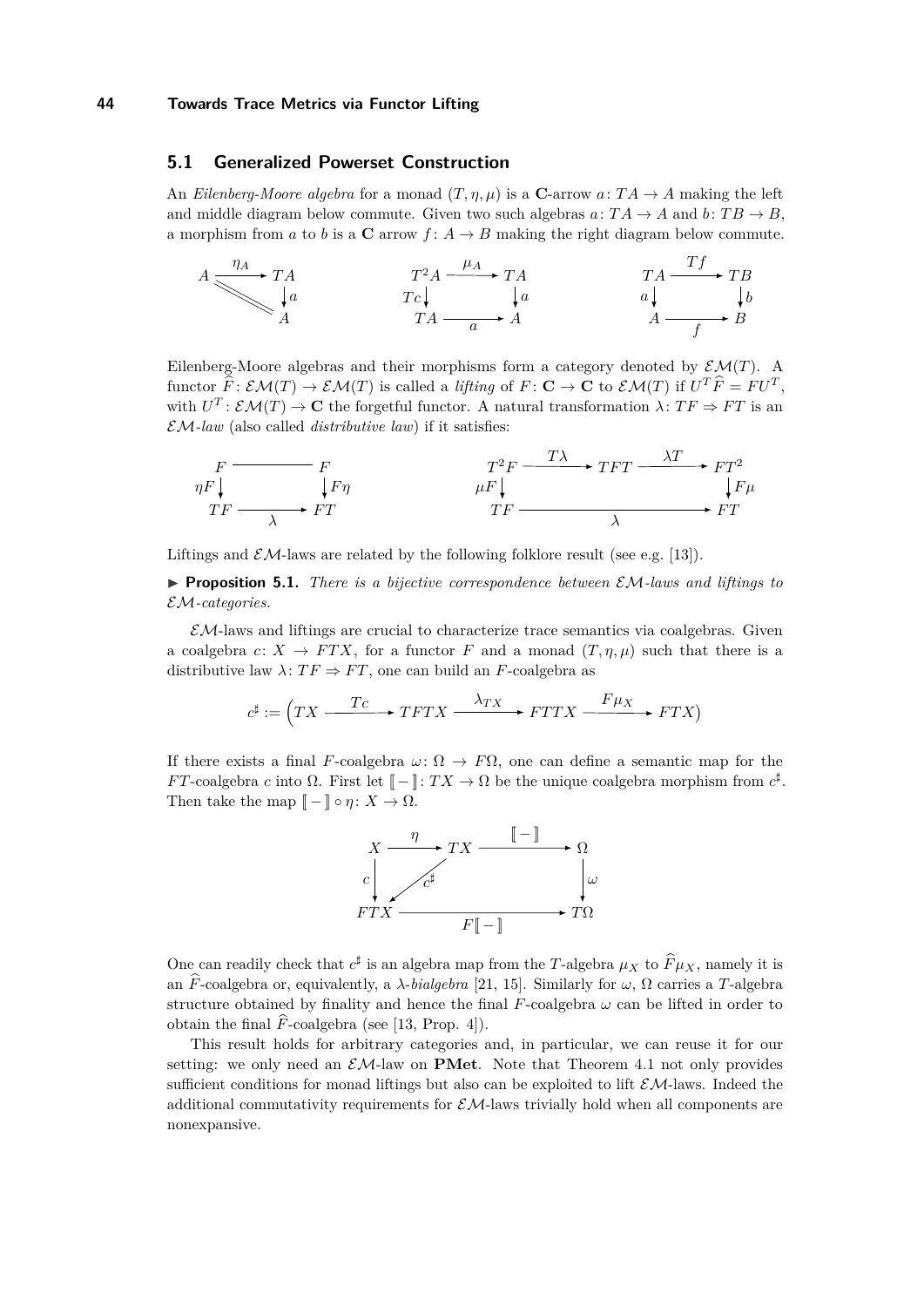## 5.1 Generalized Powerset Construction

An *Eilenberg-Moore algebra* for a monad $(T, \eta, \mu)$ is a $\mathbf{C}$-arrow $a\colon TA \to A$ making the left and middle diagram below commute. Given two such algebras $a\colon TA \to A$ and $b\colon TB \to B$, a morphism from $a$ to $b$ is a $\mathbf{C}$ arrow $f\colon A \to B$ making the right diagram below commute.

$$
\begin{array}{ccc}
A \xrightarrow{\eta_A} TA,\quad a \circ \eta_A = \mathrm{id}_A
&
\begin{array}{ccc} T^2A & \xrightarrow{\mu_A} & TA \\ {\scriptstyle Tc}\downarrow & & \downarrow{\scriptstyle a} \\ TA & \xrightarrow[a]{} & A \end{array}
&
\begin{array}{ccc} TA & \xrightarrow{Tf} & TB \\ {\scriptstyle a}\downarrow & & \downarrow{\scriptstyle b} \\ A & \xrightarrow[f]{} & B \end{array}
\end{array}
$$

Eilenberg-Moore algebras and their morphisms form a category denoted by $\mathcal{EM}(T)$. A functor $\widehat{F}\colon \mathcal{EM}(T) \to \mathcal{EM}(T)$ is called a *lifting* of $F\colon \mathbf{C} \to \mathbf{C}$ to $\mathcal{EM}(T)$ if $U^T\widehat{F} = FU^T$, with $U^T\colon \mathcal{EM}(T) \to \mathbf{C}$ the forgetful functor. A natural transformation $\lambda\colon TF \Rightarrow FT$ is an $\mathcal{EM}$*-law* (also called *distributive law*) if it satisfies:

$$
\begin{array}{ccc} F & \overline{\qquad\qquad} & F \\ {\scriptstyle \eta F}\downarrow & & \downarrow{\scriptstyle F\eta} \\ TF & \xrightarrow[\lambda]{} & FT \end{array}
\qquad\qquad
\begin{array}{ccccc} T^2F & \xrightarrow{T\lambda} & TFT & \xrightarrow{\lambda T} & FT^2 \\ {\scriptstyle \mu F}\downarrow & & & & \downarrow{\scriptstyle F\mu} \\ TF & & \xrightarrow[\lambda]{} & & FT \end{array}
$$

Liftings and $\mathcal{EM}$-laws are related by the following folklore result (see e.g. [13]).

▶ **Proposition 5.1.** *There is a bijective correspondence between $\mathcal{EM}$-laws and liftings to $\mathcal{EM}$-categories.*

$\mathcal{EM}$-laws and liftings are crucial to characterize trace semantics via coalgebras. Given a coalgebra $c\colon X \to FTX$, for a functor $F$ and a monad $(T, \eta, \mu)$ such that there is a distributive law $\lambda\colon TF \Rightarrow FT$, one can build an $F$-coalgebra as

$$
c^\sharp := \Big(TX \xrightarrow{\;Tc\;} TFTX \xrightarrow{\;\lambda_{TX}\;} FTTX \xrightarrow{\;F\mu_X\;} FTX\Big)
$$

If there exists a final $F$-coalgebra $\omega\colon \Omega \to F\Omega$, one can define a semantic map for the $FT$-coalgebra $c$ into $\Omega$. First let $[\![-]\!]\colon TX \to \Omega$ be the unique coalgebra morphism from $c^\sharp$. Then take the map $[\![-]\!] \circ \eta\colon X \to \Omega$.

$$
\begin{array}{ccccc} X & \xrightarrow{\eta} & TX & \xrightarrow{[\![-]\!]} & \Omega \\ {\scriptstyle c}\downarrow & \swarrow{\scriptstyle c^\sharp} & & & \downarrow{\scriptstyle \omega} \\ FTX & & \xrightarrow[F[\![-]\!]]{} & & T\Omega \end{array}
$$

One can readily check that $c^\sharp$ is an algebra map from the $T$-algebra $\mu_X$ to $\widehat{F}\mu_X$, namely it is an $\widehat{F}$-coalgebra or, equivalently, a $\lambda$*-bialgebra* [21, 15]. Similarly for $\omega$, $\Omega$ carries a $T$-algebra structure obtained by finality and hence the final $F$-coalgebra $\omega$ can be lifted in order to obtain the final $\widehat{F}$-coalgebra (see [13, Prop. 4]).

This result holds for arbitrary categories and, in particular, we can reuse it for our setting: we only need an $\mathcal{EM}$-law on $\mathbf{PMet}$. Note that Theorem 4.1 not only provides sufficient conditions for monad liftings but also can be exploited to lift $\mathcal{EM}$-laws. Indeed the additional commutativity requirements for $\mathcal{EM}$-laws trivially hold when all components are nonexpansive.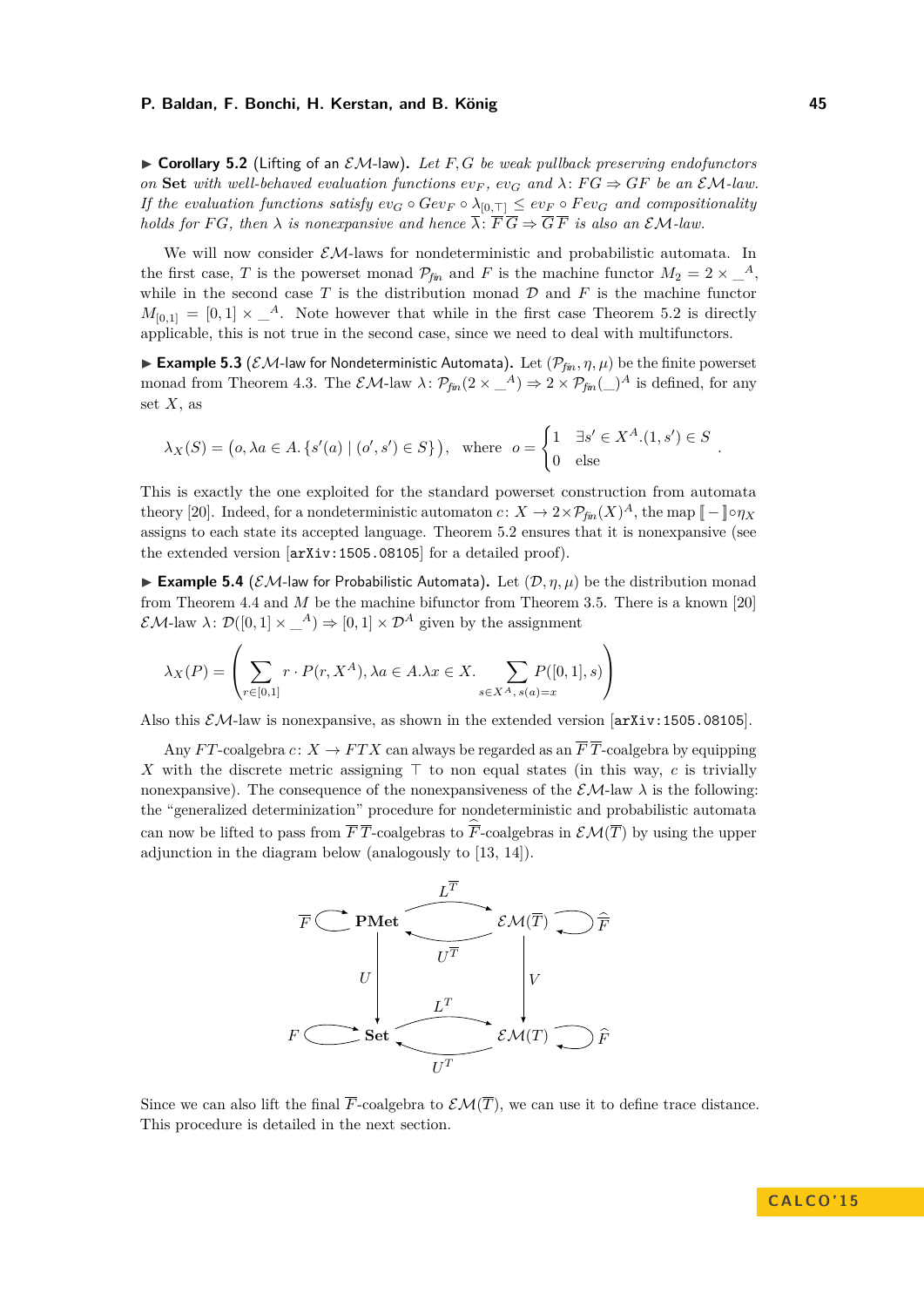▶ **Corollary 5.2** (Lifting of an $\mathcal{EM}$-law). *Let $F, G$ be weak pullback preserving endofunctors on* **Set** *with well-behaved evaluation functions $ev_F$, $ev_G$ and $\lambda\colon FG \Rightarrow GF$ be an $\mathcal{EM}$-law. If the evaluation functions satisfy $ev_G \circ Gev_F \circ \lambda_{[0,\top]} \le ev_F \circ Fev_G$ and compositionality holds for $FG$, then $\lambda$ is nonexpansive and hence $\overline{\lambda}\colon \overline{F}\,\overline{G} \Rightarrow \overline{G}\,\overline{F}$ is also an $\mathcal{EM}$-law.*

We will now consider $\mathcal{EM}$-laws for nondeterministic and probabilistic automata. In the first case, $T$ is the powerset monad $\mathcal{P}_{fin}$ and $F$ is the machine functor $M_2 = 2 \times \_^A$, while in the second case $T$ is the distribution monad $\mathcal{D}$ and $F$ is the machine functor $M_{[0,1]} = [0,1] \times \_^A$. Note however that while in the first case Theorem 5.2 is directly applicable, this is not true in the second case, since we need to deal with multifunctors.

▶ **Example 5.3** ($\mathcal{EM}$-law for Nondeterministic Automata). Let $(\mathcal{P}_{fin}, \eta, \mu)$ be the finite powerset monad from Theorem 4.3. The $\mathcal{EM}$-law $\lambda\colon \mathcal{P}_{fin}(2 \times \_^A) \Rightarrow 2 \times \mathcal{P}_{fin}(\_)^A$ is defined, for any set $X$, as

$$\lambda_X(S) = \big(o, \lambda a \in A.\, \{s'(a) \mid (o', s') \in S\}\big), \quad \text{where} \;\; o = \begin{cases} 1 & \exists s' \in X^A.(1, s') \in S \\ 0 & \text{else} \end{cases}.$$

This is exactly the one exploited for the standard powerset construction from automata theory [20]. Indeed, for a nondeterministic automaton $c\colon X \to 2 \times \mathcal{P}_{fin}(X)^A$, the map $[\![-]\!] \circ \eta_X$ assigns to each state its accepted language. Theorem 5.2 ensures that it is nonexpansive (see the extended version [`arXiv:1505.08105`] for a detailed proof).

▶ **Example 5.4** ($\mathcal{EM}$-law for Probabilistic Automata). Let $(\mathcal{D}, \eta, \mu)$ be the distribution monad from Theorem 4.4 and $M$ be the machine bifunctor from Theorem 3.5. There is a known [20] $\mathcal{EM}$-law $\lambda\colon \mathcal{D}([0,1] \times \_^A) \Rightarrow [0,1] \times \mathcal{D}^A$ given by the assignment

$$\lambda_X(P) = \left( \sum_{r \in [0,1]} r \cdot P(r, X^A), \lambda a \in A. \lambda x \in X. \sum_{s \in X^A,\, s(a) = x} P([0,1], s) \right)$$

Also this $\mathcal{EM}$-law is nonexpansive, as shown in the extended version [`arXiv:1505.08105`].

Any $FT$-coalgebra $c\colon X \to FTX$ can always be regarded as an $\overline{F}\,\overline{T}$-coalgebra by equipping $X$ with the discrete metric assigning $\top$ to non equal states (in this way, $c$ is trivially nonexpansive). The consequence of the nonexpansiveness of the $\mathcal{EM}$-law $\lambda$ is the following: the "generalized determinization" procedure for nondeterministic and probabilistic automata can now be lifted to pass from $\overline{F}\,\overline{T}$-coalgebras to $\widehat{\overline{F}}$-coalgebras in $\mathcal{EM}(\overline{T})$ by using the upper adjunction in the diagram below (analogously to [13, 14]).

$$\begin{array}{ccc} \overline{F} \circlearrowright \mathbf{PMet} & \underset{U^{\overline{T}}}{\overset{L^{\overline{T}}}{\rightleftarrows}} & \mathcal{EM}(\overline{T}) \circlearrowleft \widehat{\overline{F}} \\ \downarrow U & & \downarrow V \\ F \circlearrowright \mathbf{Set} & \underset{U^{T}}{\overset{L^{T}}{\rightleftarrows}} & \mathcal{EM}(T) \circlearrowleft \widehat{F} \end{array}$$

Since we can also lift the final $\overline{F}$-coalgebra to $\mathcal{EM}(\overline{T})$, we can use it to define trace distance. This procedure is detailed in the next section.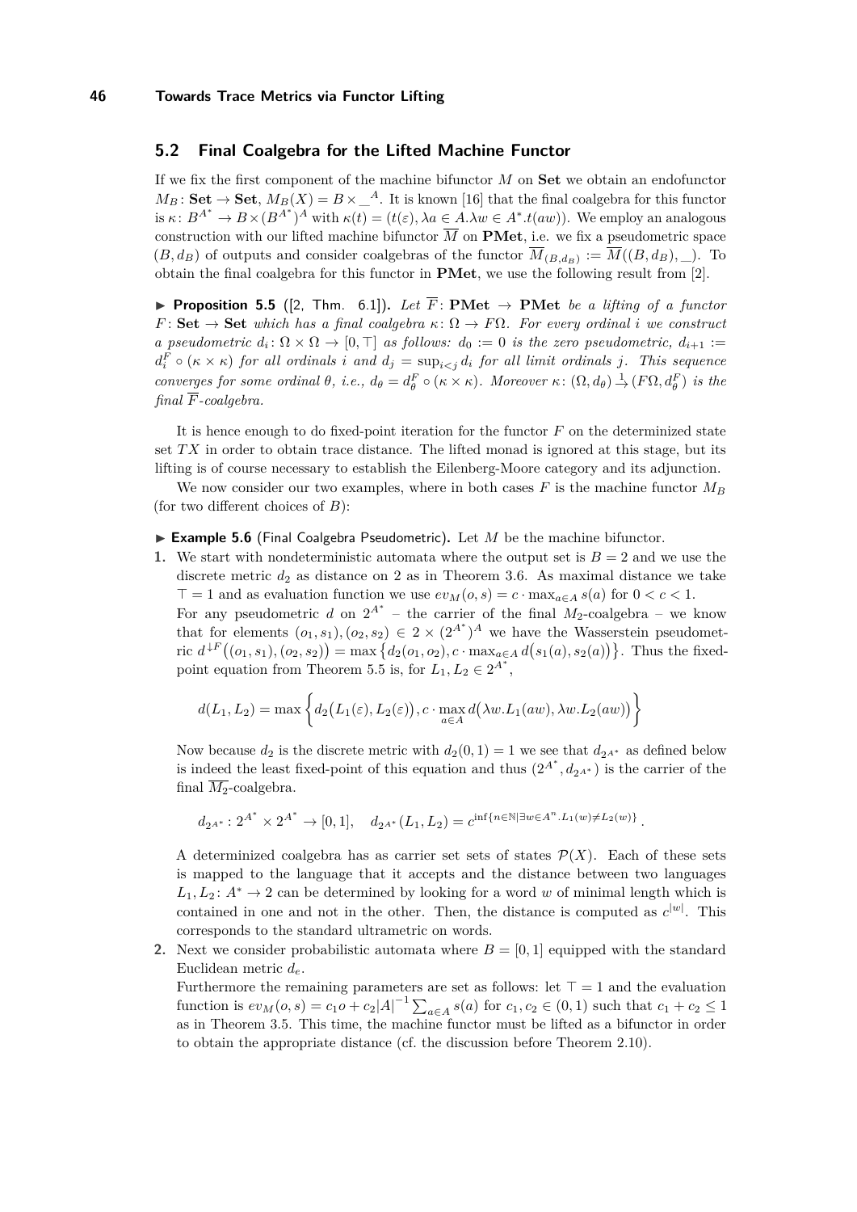## 5.2 Final Coalgebra for the Lifted Machine Functor

If we fix the first component of the machine bifunctor $M$ on **Set** we obtain an endofunctor $M_B\colon \mathbf{Set} \to \mathbf{Set}$, $M_B(X) = B \times \_^A$. It is known [16] that the final coalgebra for this functor is $\kappa\colon B^{A^*} \to B \times (B^{A^*})^A$ with $\kappa(t) = (t(\varepsilon), \lambda a \in A.\lambda w \in A^*.t(aw))$. We employ an analogous construction with our lifted machine bifunctor $\overline{M}$ on **PMet**, i.e. we fix a pseudometric space $(B, d_B)$ of outputs and consider coalgebras of the functor $\overline{M}_{(B,d_B)} := \overline{M}((B, d_B), \_)$. To obtain the final coalgebra for this functor in **PMet**, we use the following result from [2].

▶ **Proposition 5.5** ([2, Thm. 6.1]). *Let $\overline{F}\colon \mathbf{PMet} \to \mathbf{PMet}$ be a lifting of a functor $F\colon \mathbf{Set} \to \mathbf{Set}$ which has a final coalgebra $\kappa\colon \Omega \to F\Omega$. For every ordinal $i$ we construct a pseudometric $d_i\colon \Omega \times \Omega \to [0, \top]$ as follows: $d_0 := 0$ is the zero pseudometric, $d_{i+1} := d_i^F \circ (\kappa \times \kappa)$ for all ordinals $i$ and $d_j = \sup_{i<j} d_i$ for all limit ordinals $j$. This sequence converges for some ordinal $\theta$, i.e., $d_\theta = d_\theta^F \circ (\kappa \times \kappa)$. Moreover $\kappa\colon (\Omega, d_\theta) \xrightarrow{1} (F\Omega, d_\theta^F)$ is the final $\overline{F}$-coalgebra.*

It is hence enough to do fixed-point iteration for the functor $F$ on the determinized state set $TX$ in order to obtain trace distance. The lifted monad is ignored at this stage, but its lifting is of course necessary to establish the Eilenberg-Moore category and its adjunction.

We now consider our two examples, where in both cases $F$ is the machine functor $M_B$ (for two different choices of $B$):

▶ **Example 5.6** (Final Coalgebra Pseudometric). Let $M$ be the machine bifunctor.

1. We start with nondeterministic automata where the output set is $B = 2$ and we use the discrete metric $d_2$ as distance on 2 as in Theorem 3.6. As maximal distance we take $\top = 1$ and as evaluation function we use $ev_M(o, s) = c \cdot \max_{a\in A} s(a)$ for $0 < c < 1$.
   For any pseudometric $d$ on $2^{A^*}$ – the carrier of the final $M_2$-coalgebra – we know that for elements $(o_1, s_1), (o_2, s_2) \in 2 \times (2^{A^*})^A$ we have the Wasserstein pseudometric $d^{\downarrow F}\big((o_1, s_1), (o_2, s_2)\big) = \max\big\{d_2(o_1, o_2), c \cdot \max_{a\in A} d\big(s_1(a), s_2(a)\big)\big\}$. Thus the fixed-point equation from Theorem 5.5 is, for $L_1, L_2 \in 2^{A^*}$,

   $$d(L_1, L_2) = \max\left\{d_2\big(L_1(\varepsilon), L_2(\varepsilon)\big), c \cdot \max_{a\in A} d\big(\lambda w.L_1(aw), \lambda w.L_2(aw)\big)\right\}$$

   Now because $d_2$ is the discrete metric with $d_2(0, 1) = 1$ we see that $d_{2^{A^*}}$ as defined below is indeed the least fixed-point of this equation and thus $(2^{A^*}, d_{2^{A^*}})$ is the carrier of the final $\overline{M_2}$-coalgebra.

   $$d_{2^{A^*}}\colon 2^{A^*} \times 2^{A^*} \to [0, 1], \quad d_{2^{A^*}}(L_1, L_2) = c^{\inf\{n\in\mathbb{N} \mid \exists w\in A^n.L_1(w)\neq L_2(w)\}}.$$

   A determinized coalgebra has as carrier set sets of states $\mathcal{P}(X)$. Each of these sets is mapped to the language that it accepts and the distance between two languages $L_1, L_2\colon A^* \to 2$ can be determined by looking for a word $w$ of minimal length which is contained in one and not in the other. Then, the distance is computed as $c^{|w|}$. This corresponds to the standard ultrametric on words.

2. Next we consider probabilistic automata where $B = [0, 1]$ equipped with the standard Euclidean metric $d_e$.
   Furthermore the remaining parameters are set as follows: let $\top = 1$ and the evaluation function is $ev_M(o, s) = c_1 o + c_2 |A|^{-1} \sum_{a\in A} s(a)$ for $c_1, c_2 \in (0, 1)$ such that $c_1 + c_2 \leq 1$ as in Theorem 3.5. This time, the machine functor must be lifted as a bifunctor in order to obtain the appropriate distance (cf. the discussion before Theorem 2.10).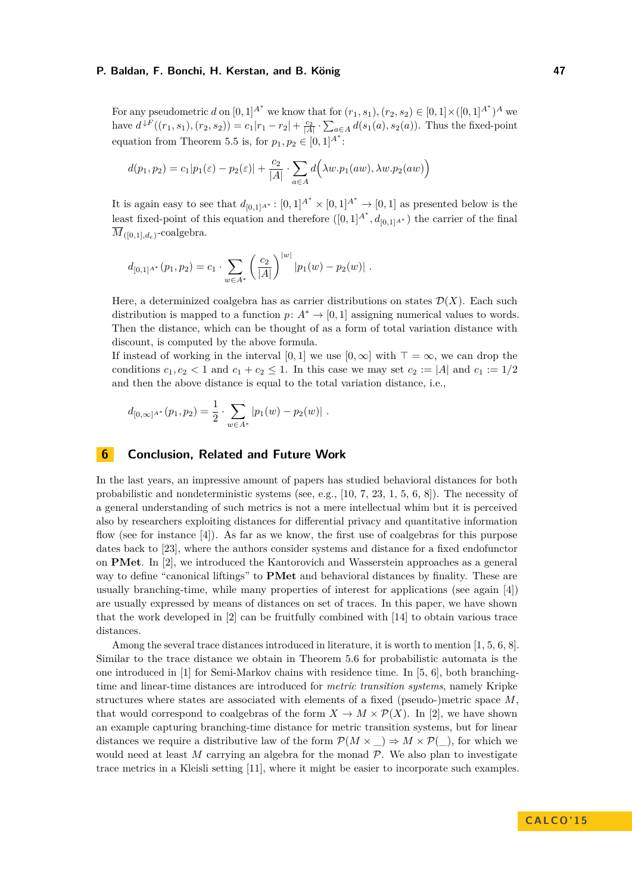For any pseudometric $d$ on $[0,1]^{A^*}$ we know that for $(r_1, s_1), (r_2, s_2) \in [0,1] \times ([0,1]^{A^*})^A$ we have $d^{\downarrow F}((r_1, s_1), (r_2, s_2)) = c_1|r_1 - r_2| + \frac{c_2}{|A|} \cdot \sum_{a \in A} d(s_1(a), s_2(a))$. Thus the fixed-point equation from Theorem 5.5 is, for $p_1, p_2 \in [0,1]^{A^*}$:

$$d(p_1, p_2) = c_1|p_1(\varepsilon) - p_2(\varepsilon)| + \frac{c_2}{|A|} \cdot \sum_{a \in A} d\Big(\lambda w.p_1(aw), \lambda w.p_2(aw)\Big)$$

It is again easy to see that $d_{[0,1]^{A^*}} : [0,1]^{A^*} \times [0,1]^{A^*} \to [0,1]$ as presented below is the least fixed-point of this equation and therefore $([0,1]^{A^*}, d_{[0,1]^{A^*}})$ the carrier of the final $\overline{M}_{([0,1],d_e)}$-coalgebra.

$$d_{[0,1]^{A^*}}(p_1, p_2) = c_1 \cdot \sum_{w \in A^*} \left(\frac{c_2}{|A|}\right)^{|w|} |p_1(w) - p_2(w)| \ .$$

Here, a determinized coalgebra has as carrier distributions on states $\mathcal{D}(X)$. Each such distribution is mapped to a function $p\colon A^* \to [0,1]$ assigning numerical values to words. Then the distance, which can be thought of as a form of total variation distance with discount, is computed by the above formula.

If instead of working in the interval $[0,1]$ we use $[0,\infty]$ with $\top = \infty$, we can drop the conditions $c_1, c_2 < 1$ and $c_1 + c_2 \leq 1$. In this case we may set $c_2 := |A|$ and $c_1 := 1/2$ and then the above distance is equal to the total variation distance, i.e.,

$$d_{[0,\infty]^{A^*}}(p_1, p_2) = \frac{1}{2} \cdot \sum_{w \in A^*} |p_1(w) - p_2(w)| \ .$$

## 6 Conclusion, Related and Future Work

In the last years, an impressive amount of papers has studied behavioral distances for both probabilistic and nondeterministic systems (see, e.g., [10, 7, 23, 1, 5, 6, 8]). The necessity of a general understanding of such metrics is not a mere intellectual whim but it is perceived also by researchers exploiting distances for differential privacy and quantitative information flow (see for instance [4]). As far as we know, the first use of coalgebras for this purpose dates back to [23], where the authors consider systems and distance for a fixed endofunctor on **PMet**. In [2], we introduced the Kantorovich and Wasserstein approaches as a general way to define "canonical liftings" to **PMet** and behavioral distances by finality. These are usually branching-time, while many properties of interest for applications (see again [4]) are usually expressed by means of distances on set of traces. In this paper, we have shown that the work developed in [2] can be fruitfully combined with [14] to obtain various trace distances.

Among the several trace distances introduced in literature, it is worth to mention [1, 5, 6, 8]. Similar to the trace distance we obtain in Theorem 5.6 for probabilistic automata is the one introduced in [1] for Semi-Markov chains with residence time. In [5, 6], both branching-time and linear-time distances are introduced for *metric transition systems*, namely Kripke structures where states are associated with elements of a fixed (pseudo-)metric space $M$, that would correspond to coalgebras of the form $X \to M \times \mathcal{P}(X)$. In [2], we have shown an example capturing branching-time distance for metric transition systems, but for linear distances we require a distributive law of the form $\mathcal{P}(M \times \_) \Rightarrow M \times \mathcal{P}(\_)$, for which we would need at least $M$ carrying an algebra for the monad $\mathcal{P}$. We also plan to investigate trace metrics in a Kleisli setting [11], where it might be easier to incorporate such examples.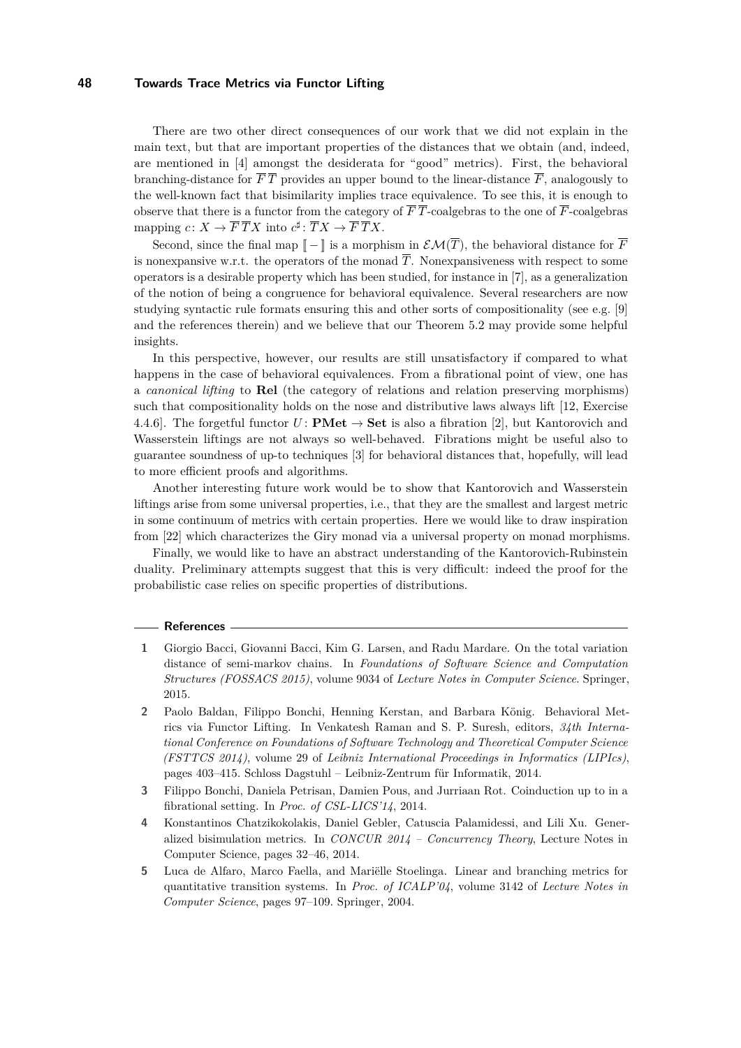There are two other direct consequences of our work that we did not explain in the main text, but that are important properties of the distances that we obtain (and, indeed, are mentioned in [4] amongst the desiderata for "good" metrics). First, the behavioral branching-distance for $\overline{F}\,\overline{T}$ provides an upper bound to the linear-distance $\overline{F}$, analogously to the well-known fact that bisimilarity implies trace equivalence. To see this, it is enough to observe that there is a functor from the category of $\overline{F}\,\overline{T}$-coalgebras to the one of $\overline{F}$-coalgebras mapping $c\colon X \to \overline{F}\,\overline{T}X$ into $c^\sharp\colon \overline{T}X \to \overline{F}\,\overline{T}X$.

Second, since the final map $[\![-]\!]$ is a morphism in $\mathcal{EM}(\overline{T})$, the behavioral distance for $\overline{F}$ is nonexpansive w.r.t. the operators of the monad $\overline{T}$. Nonexpansiveness with respect to some operators is a desirable property which has been studied, for instance in [7], as a generalization of the notion of being a congruence for behavioral equivalence. Several researchers are now studying syntactic rule formats ensuring this and other sorts of compositionality (see e.g. [9] and the references therein) and we believe that our Theorem 5.2 may provide some helpful insights.

In this perspective, however, our results are still unsatisfactory if compared to what happens in the case of behavioral equivalences. From a fibrational point of view, one has a *canonical lifting* to **Rel** (the category of relations and relation preserving morphisms) such that compositionality holds on the nose and distributive laws always lift [12, Exercise 4.4.6]. The forgetful functor $U\colon \mathbf{PMet} \to \mathbf{Set}$ is also a fibration [2], but Kantorovich and Wasserstein liftings are not always so well-behaved. Fibrations might be useful also to guarantee soundness of up-to techniques [3] for behavioral distances that, hopefully, will lead to more efficient proofs and algorithms.

Another interesting future work would be to show that Kantorovich and Wasserstein liftings arise from some universal properties, i.e., that they are the smallest and largest metric in some continuum of metrics with certain properties. Here we would like to draw inspiration from [22] which characterizes the Giry monad via a universal property on monad morphisms.

Finally, we would like to have an abstract understanding of the Kantorovich-Rubinstein duality. Preliminary attempts suggest that this is very difficult: indeed the proof for the probabilistic case relies on specific properties of distributions.

## References

1. Giorgio Bacci, Giovanni Bacci, Kim G. Larsen, and Radu Mardare. On the total variation distance of semi-markov chains. In *Foundations of Software Science and Computation Structures (FOSSACS 2015)*, volume 9034 of *Lecture Notes in Computer Science*. Springer, 2015.
2. Paolo Baldan, Filippo Bonchi, Henning Kerstan, and Barbara König. Behavioral Metrics via Functor Lifting. In Venkatesh Raman and S. P. Suresh, editors, *34th International Conference on Foundations of Software Technology and Theoretical Computer Science (FSTTCS 2014)*, volume 29 of *Leibniz International Proceedings in Informatics (LIPIcs)*, pages 403–415. Schloss Dagstuhl – Leibniz-Zentrum für Informatik, 2014.
3. Filippo Bonchi, Daniela Petrisan, Damien Pous, and Jurriaan Rot. Coinduction up to in a fibrational setting. In *Proc. of CSL-LICS'14*, 2014.
4. Konstantinos Chatzikokolakis, Daniel Gebler, Catuscia Palamidessi, and Lili Xu. Generalized bisimulation metrics. In *CONCUR 2014 – Concurrency Theory*, Lecture Notes in Computer Science, pages 32–46, 2014.
5. Luca de Alfaro, Marco Faella, and Mariëlle Stoelinga. Linear and branching metrics for quantitative transition systems. In *Proc. of ICALP'04*, volume 3142 of *Lecture Notes in Computer Science*, pages 97–109. Springer, 2004.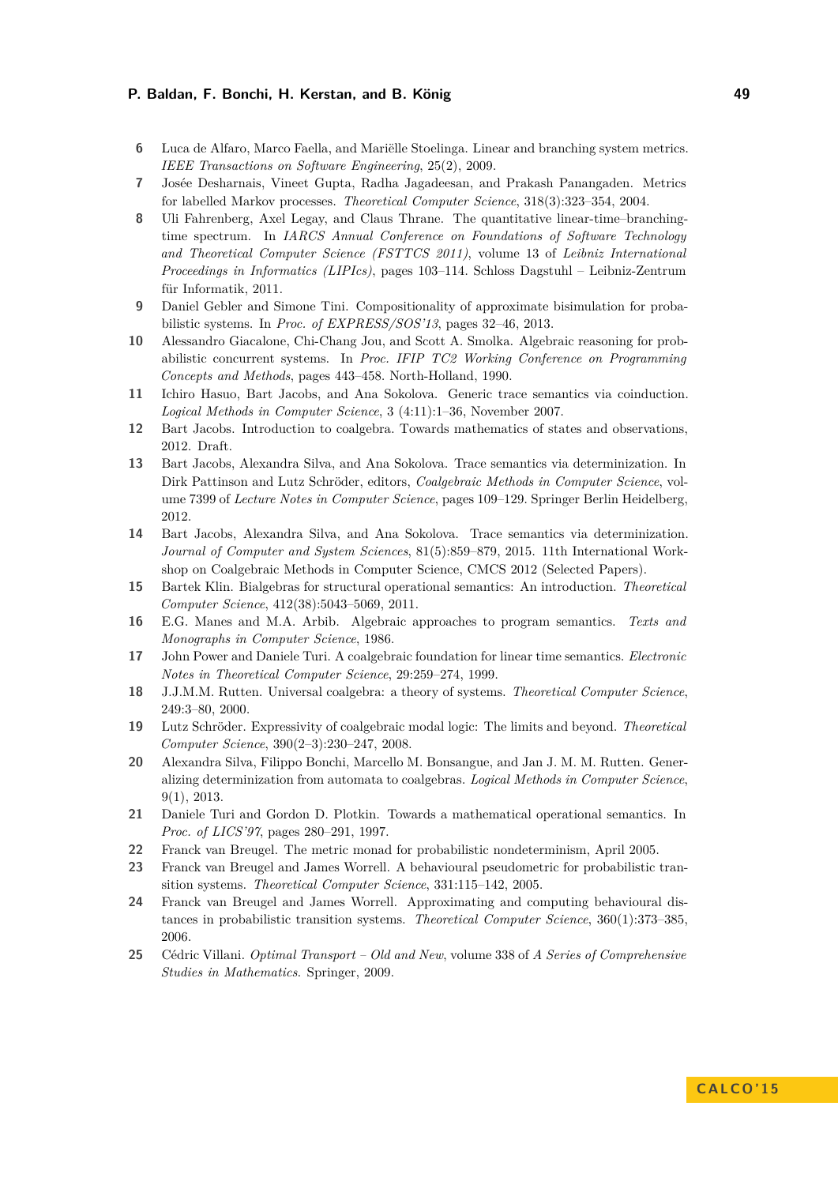6 Luca de Alfaro, Marco Faella, and Mariëlle Stoelinga. Linear and branching system metrics. *IEEE Transactions on Software Engineering*, 25(2), 2009.

7 Josée Desharnais, Vineet Gupta, Radha Jagadeesan, and Prakash Panangaden. Metrics for labelled Markov processes. *Theoretical Computer Science*, 318(3):323–354, 2004.

8 Uli Fahrenberg, Axel Legay, and Claus Thrane. The quantitative linear-time–branching-time spectrum. In *IARCS Annual Conference on Foundations of Software Technology and Theoretical Computer Science (FSTTCS 2011)*, volume 13 of *Leibniz International Proceedings in Informatics (LIPIcs)*, pages 103–114. Schloss Dagstuhl – Leibniz-Zentrum für Informatik, 2011.

9 Daniel Gebler and Simone Tini. Compositionality of approximate bisimulation for probabilistic systems. In *Proc. of EXPRESS/SOS'13*, pages 32–46, 2013.

10 Alessandro Giacalone, Chi-Chang Jou, and Scott A. Smolka. Algebraic reasoning for probabilistic concurrent systems. In *Proc. IFIP TC2 Working Conference on Programming Concepts and Methods*, pages 443–458. North-Holland, 1990.

11 Ichiro Hasuo, Bart Jacobs, and Ana Sokolova. Generic trace semantics via coinduction. *Logical Methods in Computer Science*, 3 (4:11):1–36, November 2007.

12 Bart Jacobs. Introduction to coalgebra. Towards mathematics of states and observations, 2012. Draft.

13 Bart Jacobs, Alexandra Silva, and Ana Sokolova. Trace semantics via determinization. In Dirk Pattinson and Lutz Schröder, editors, *Coalgebraic Methods in Computer Science*, volume 7399 of *Lecture Notes in Computer Science*, pages 109–129. Springer Berlin Heidelberg, 2012.

14 Bart Jacobs, Alexandra Silva, and Ana Sokolova. Trace semantics via determinization. *Journal of Computer and System Sciences*, 81(5):859–879, 2015. 11th International Workshop on Coalgebraic Methods in Computer Science, CMCS 2012 (Selected Papers).

15 Bartek Klin. Bialgebras for structural operational semantics: An introduction. *Theoretical Computer Science*, 412(38):5043–5069, 2011.

16 E.G. Manes and M.A. Arbib. Algebraic approaches to program semantics. *Texts and Monographs in Computer Science*, 1986.

17 John Power and Daniele Turi. A coalgebraic foundation for linear time semantics. *Electronic Notes in Theoretical Computer Science*, 29:259–274, 1999.

18 J.J.M.M. Rutten. Universal coalgebra: a theory of systems. *Theoretical Computer Science*, 249:3–80, 2000.

19 Lutz Schröder. Expressivity of coalgebraic modal logic: The limits and beyond. *Theoretical Computer Science*, 390(2–3):230–247, 2008.

20 Alexandra Silva, Filippo Bonchi, Marcello M. Bonsangue, and Jan J. M. M. Rutten. Generalizing determinization from automata to coalgebras. *Logical Methods in Computer Science*, 9(1), 2013.

21 Daniele Turi and Gordon D. Plotkin. Towards a mathematical operational semantics. In *Proc. of LICS'97*, pages 280–291, 1997.

22 Franck van Breugel. The metric monad for probabilistic nondeterminism, April 2005.

23 Franck van Breugel and James Worrell. A behavioural pseudometric for probabilistic transition systems. *Theoretical Computer Science*, 331:115–142, 2005.

24 Franck van Breugel and James Worrell. Approximating and computing behavioural distances in probabilistic transition systems. *Theoretical Computer Science*, 360(1):373–385, 2006.

25 Cédric Villani. *Optimal Transport – Old and New*, volume 338 of *A Series of Comprehensive Studies in Mathematics*. Springer, 2009.